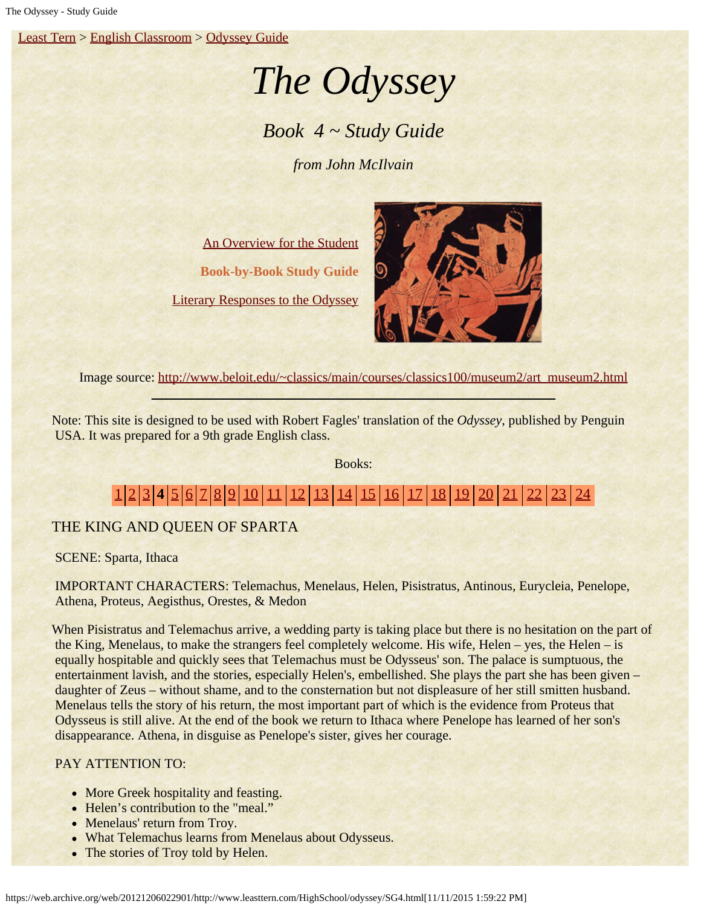Least Tern > English Classroom > Odyssey Guide

# *The Odyssey*

## *Book 4 ~ Study Guide*

*from John McIlvain*

An Overview for the Student

**Book-by-Book Study Guide**

Literary Responses to the Odyssey

Image source: http://www.beloit.edu/~classics/main/courses/classics100/museum2/art_museum2.html

---

Note: This site is designed to be used with Robert Fagles' translation of the *Odyssey*, published by Penguin USA. It was prepared for a 9th grade English class.

Books:

1 | 2 | 3 | **4** | 5 | 6 | 7 | 8 | 9 | 10 | 11 | 12 | 13 | 14 | 15 | 16 | 17 | 18 | 19 | 20 | 21 | 22 | 23 | 24

THE KING AND QUEEN OF SPARTA

SCENE: Sparta, Ithaca

IMPORTANT CHARACTERS: Telemachus, Menelaus, Helen, Pisistratus, Antinous, Eurycleia, Penelope, Athena, Proteus, Aegisthus, Orestes, & Medon

When Pisistratus and Telemachus arrive, a wedding party is taking place but there is no hesitation on the part of the King, Menelaus, to make the strangers feel completely welcome. His wife, Helen – yes, the Helen – is equally hospitable and quickly sees that Telemachus must be Odysseus' son. The palace is sumptuous, the entertainment lavish, and the stories, especially Helen's, embellished. She plays the part she has been given – daughter of Zeus – without shame, and to the consternation but not displeasure of her still smitten husband. Menelaus tells the story of his return, the most important part of which is the evidence from Proteus that Odysseus is still alive. At the end of the book we return to Ithaca where Penelope has learned of her son's disappearance. Athena, in disguise as Penelope's sister, gives her courage.

PAY ATTENTION TO:

- More Greek hospitality and feasting.
- Helen's contribution to the "meal."
- Menelaus' return from Troy.
- What Telemachus learns from Menelaus about Odysseus.
- The stories of Troy told by Helen.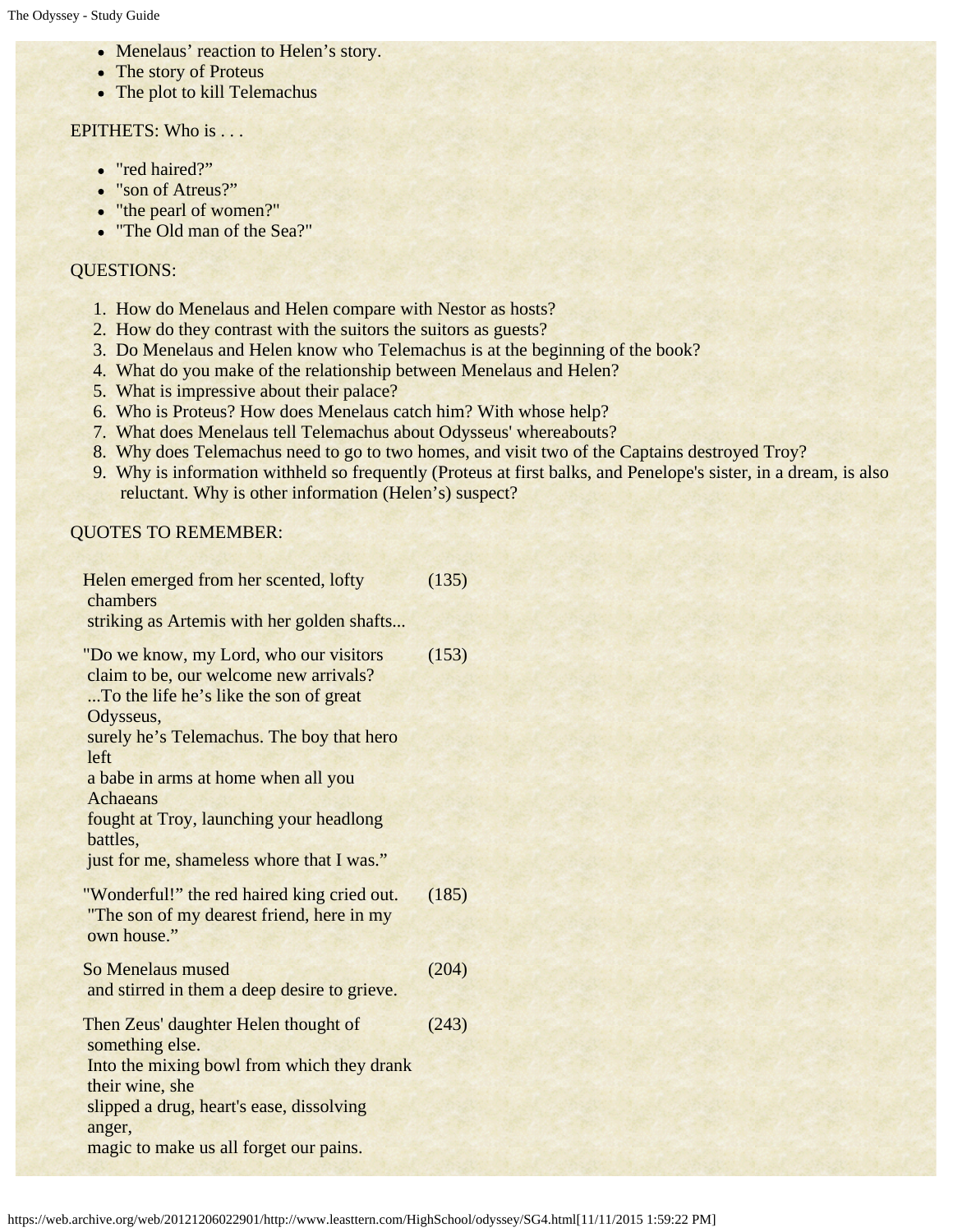- Menelaus' reaction to Helen's story.
- The story of Proteus
- The plot to kill Telemachus

EPITHETS: Who is . . .

- "red haired?"
- "son of Atreus?"
- "the pearl of women?"
- "The Old man of the Sea?"

QUESTIONS:

1. How do Menelaus and Helen compare with Nestor as hosts?
2. How do they contrast with the suitors the suitors as guests?
3. Do Menelaus and Helen know who Telemachus is at the beginning of the book?
4. What do you make of the relationship between Menelaus and Helen?
5. What is impressive about their palace?
6. Who is Proteus? How does Menelaus catch him? With whose help?
7. What does Menelaus tell Telemachus about Odysseus' whereabouts?
8. Why does Telemachus need to go to two homes, and visit two of the Captains destroyed Troy?
9. Why is information withheld so frequently (Proteus at first balks, and Penelope's sister, in a dream, is also reluctant. Why is other information (Helen's) suspect?

QUOTES TO REMEMBER:

| | |
|---|---|
| Helen emerged from her scented, lofty chambers<br>striking as Artemis with her golden shafts... | (135) |
| "Do we know, my Lord, who our visitors claim to be, our welcome new arrivals?<br>...To the life he's like the son of great Odysseus,<br>surely he's Telemachus. The boy that hero left<br>a babe in arms at home when all you Achaeans<br>fought at Troy, launching your headlong battles,<br>just for me, shameless whore that I was." | (153) |
| "Wonderful!" the red haired king cried out.<br>"The son of my dearest friend, here in my own house." | (185) |
| So Menelaus mused<br>and stirred in them a deep desire to grieve. | (204) |
| Then Zeus' daughter Helen thought of something else.<br>Into the mixing bowl from which they drank their wine, she<br>slipped a drug, heart's ease, dissolving anger,<br>magic to make us all forget our pains. | (243) |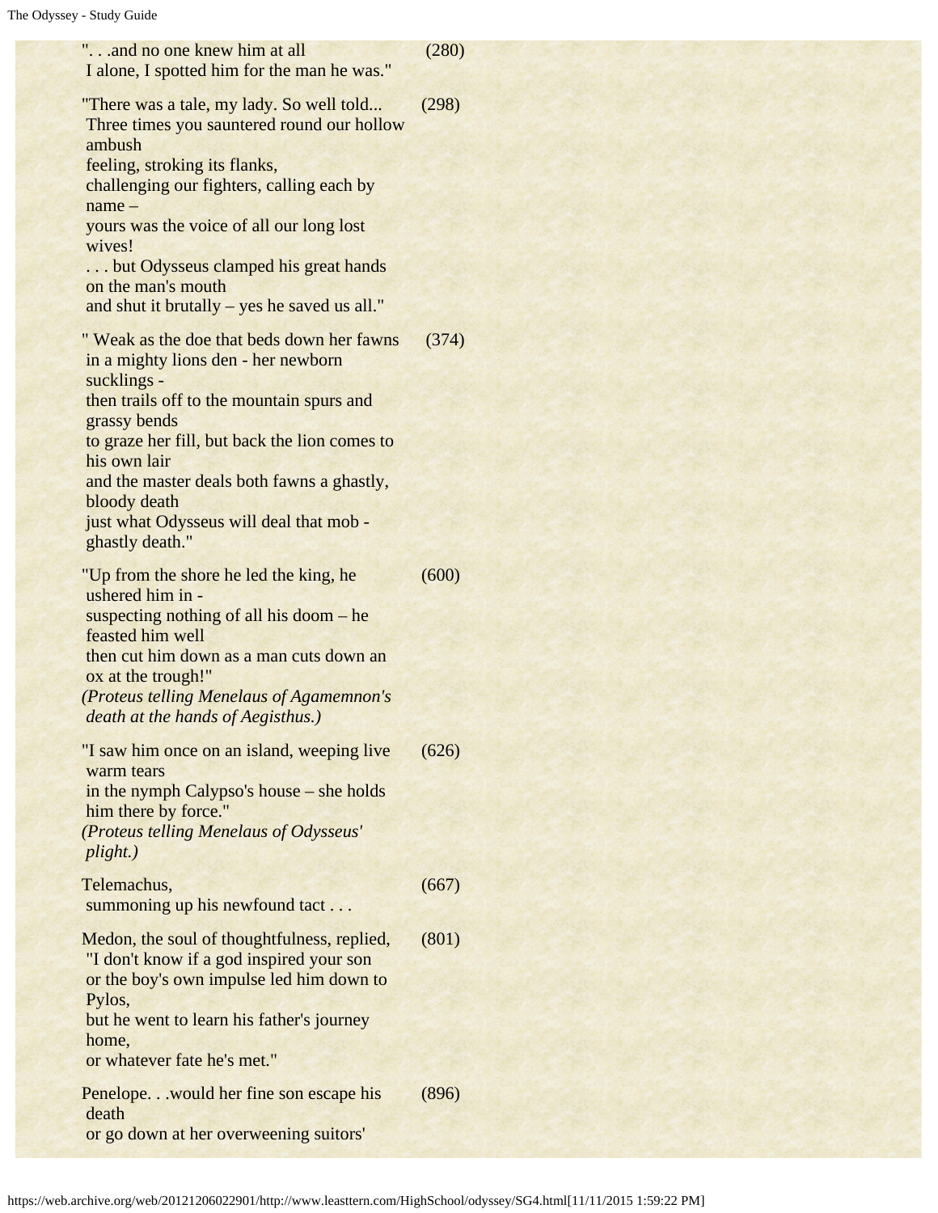| | |
|---|---|
| ". . .and no one knew him at all<br>I alone, I spotted him for the man he was." | (280) |
| "There was a tale, my lady. So well told...<br>Three times you sauntered round our hollow ambush<br>feeling, stroking its flanks,<br>challenging our fighters, calling each by name –<br>yours was the voice of all our long lost wives!<br>. . . but Odysseus clamped his great hands on the man's mouth<br>and shut it brutally – yes he saved us all." | (298) |
| " Weak as the doe that beds down her fawns<br>in a mighty lions den - her newborn sucklings -<br>then trails off to the mountain spurs and grassy bends<br>to graze her fill, but back the lion comes to his own lair<br>and the master deals both fawns a ghastly, bloody death<br>just what Odysseus will deal that mob - ghastly death." | (374) |
| "Up from the shore he led the king, he ushered him in -<br>suspecting nothing of all his doom – he feasted him well<br>then cut him down as a man cuts down an ox at the trough!"<br>*(Proteus telling Menelaus of Agamemnon's death at the hands of Aegisthus.)* | (600) |
| "I saw him once on an island, weeping live warm tears<br>in the nymph Calypso's house – she holds him there by force."<br>*(Proteus telling Menelaus of Odysseus' plight.)* | (626) |
| Telemachus,<br>summoning up his newfound tact . . . | (667) |
| Medon, the soul of thoughtfulness, replied,<br>"I don't know if a god inspired your son<br>or the boy's own impulse led him down to Pylos,<br>but he went to learn his father's journey home,<br>or whatever fate he's met." | (801) |
| Penelope. . .would her fine son escape his death<br>or go down at her overweening suitors' | (896) |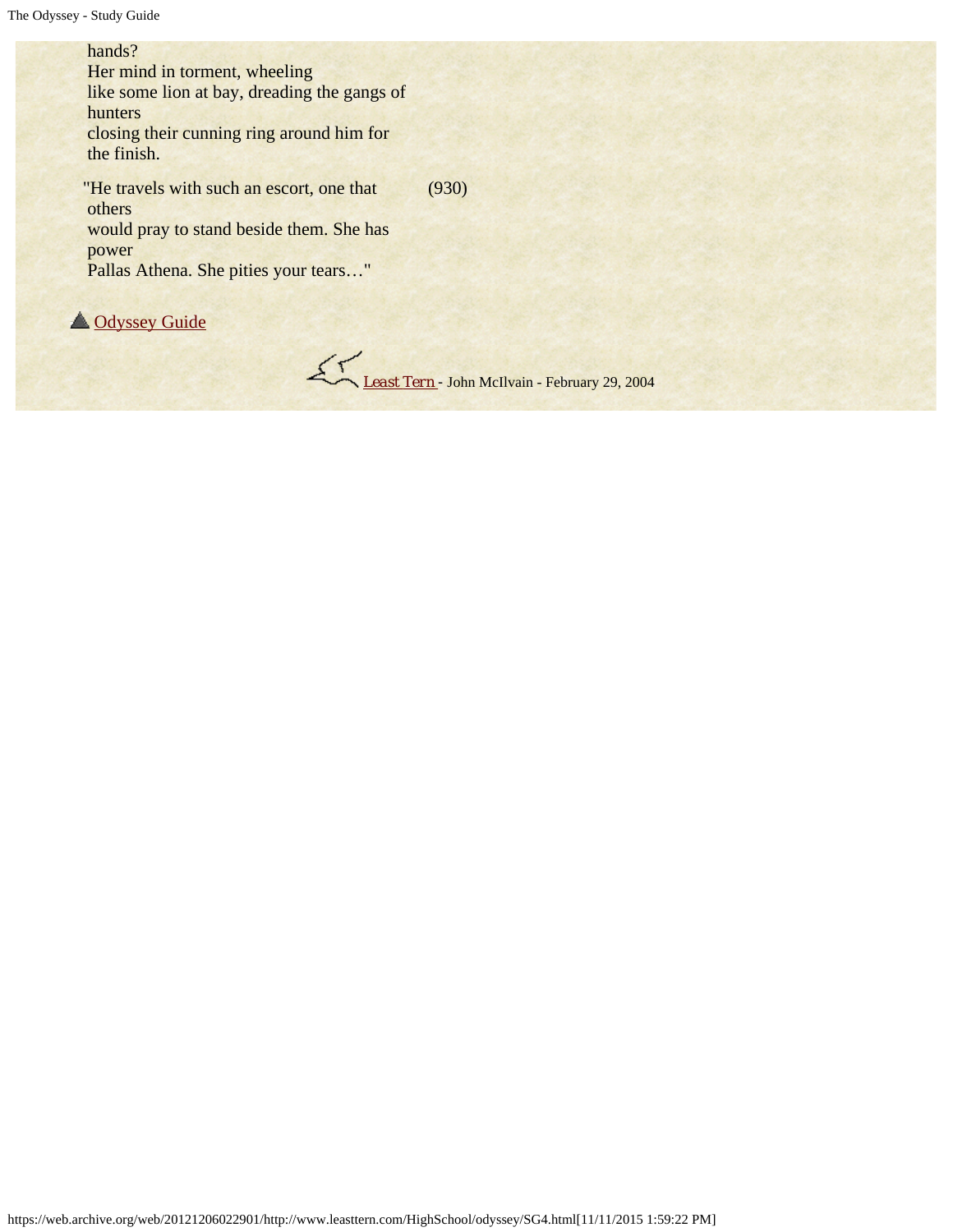hands?
Her mind in torment, wheeling
like some lion at bay, dreading the gangs of hunters
closing their cunning ring around him for the finish.

"He travels with such an escort, one that others (930)
would pray to stand beside them. She has power
Pallas Athena. She pities your tears…"

Odyssey Guide

Least Tern - John McIlvain - February 29, 2004